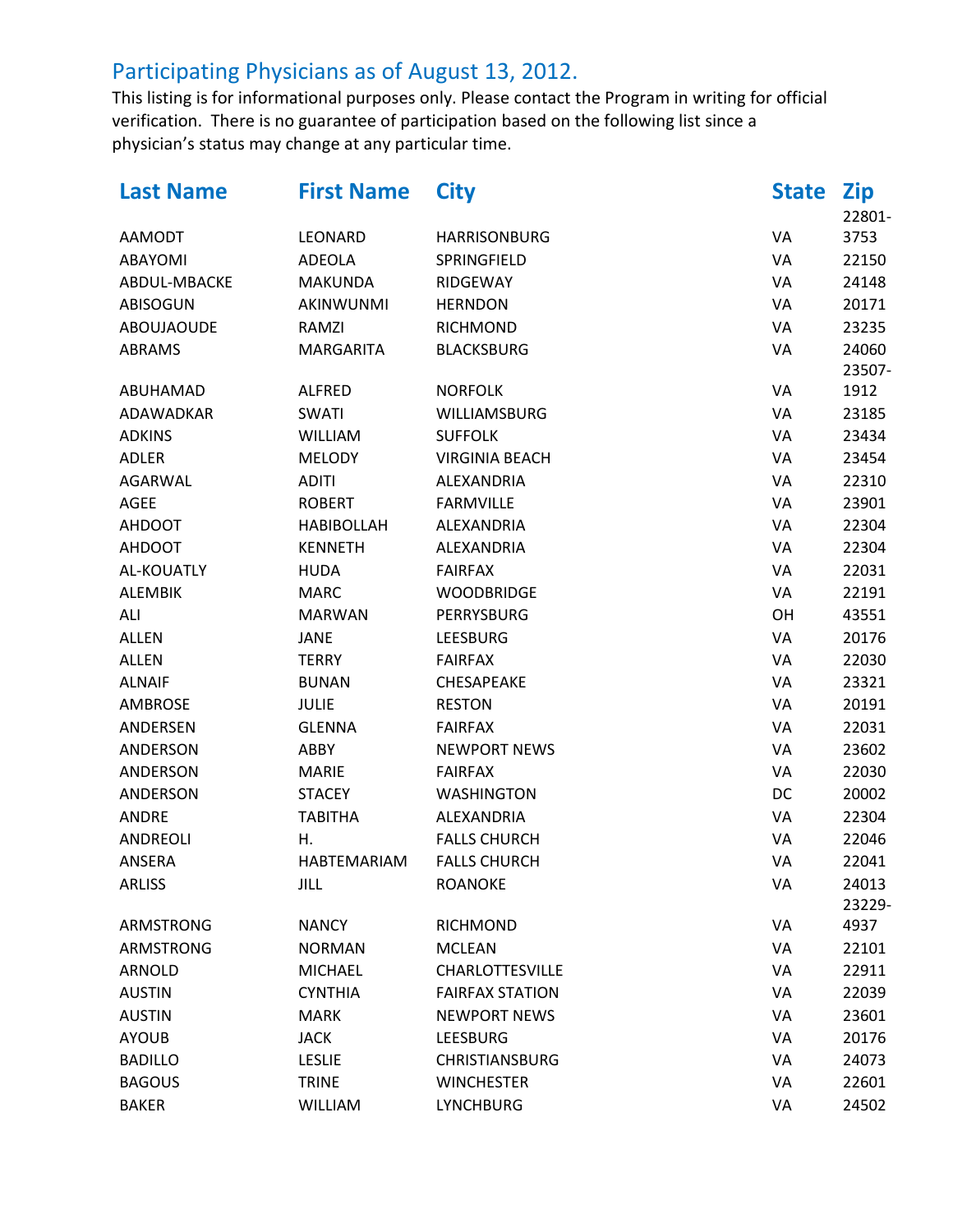## Participating Physicians as of August 13, 2012.

This listing is for informational purposes only. Please contact the Program in writing for official verification. There is no guarantee of participation based on the following list since a physician's status may change at any particular time.

| Last Name | First Name | City | State | Zip |
|---|---|---|---|---|
| AAMODT | LEONARD | HARRISONBURG | VA | 22801-3753 |
| ABAYOMI | ADEOLA | SPRINGFIELD | VA | 22150 |
| ABDUL-MBACKE | MAKUNDA | RIDGEWAY | VA | 24148 |
| ABISOGUN | AKINWUNMI | HERNDON | VA | 20171 |
| ABOUJAOUDE | RAMZI | RICHMOND | VA | 23235 |
| ABRAMS | MARGARITA | BLACKSBURG | VA | 24060 |
| ABUHAMAD | ALFRED | NORFOLK | VA | 23507-1912 |
| ADAWADKAR | SWATI | WILLIAMSBURG | VA | 23185 |
| ADKINS | WILLIAM | SUFFOLK | VA | 23434 |
| ADLER | MELODY | VIRGINIA BEACH | VA | 23454 |
| AGARWAL | ADITI | ALEXANDRIA | VA | 22310 |
| AGEE | ROBERT | FARMVILLE | VA | 23901 |
| AHDOOT | HABIBOLLAH | ALEXANDRIA | VA | 22304 |
| AHDOOT | KENNETH | ALEXANDRIA | VA | 22304 |
| AL-KOUATLY | HUDA | FAIRFAX | VA | 22031 |
| ALEMBIK | MARC | WOODBRIDGE | VA | 22191 |
| ALI | MARWAN | PERRYSBURG | OH | 43551 |
| ALLEN | JANE | LEESBURG | VA | 20176 |
| ALLEN | TERRY | FAIRFAX | VA | 22030 |
| ALNAIF | BUNAN | CHESAPEAKE | VA | 23321 |
| AMBROSE | JULIE | RESTON | VA | 20191 |
| ANDERSEN | GLENNA | FAIRFAX | VA | 22031 |
| ANDERSON | ABBY | NEWPORT NEWS | VA | 23602 |
| ANDERSON | MARIE | FAIRFAX | VA | 22030 |
| ANDERSON | STACEY | WASHINGTON | DC | 20002 |
| ANDRE | TABITHA | ALEXANDRIA | VA | 22304 |
| ANDREOLI | H. | FALLS CHURCH | VA | 22046 |
| ANSERA | HABTEMARIAM | FALLS CHURCH | VA | 22041 |
| ARLISS | JILL | ROANOKE | VA | 24013 |
| ARMSTRONG | NANCY | RICHMOND | VA | 23229-4937 |
| ARMSTRONG | NORMAN | MCLEAN | VA | 22101 |
| ARNOLD | MICHAEL | CHARLOTTESVILLE | VA | 22911 |
| AUSTIN | CYNTHIA | FAIRFAX STATION | VA | 22039 |
| AUSTIN | MARK | NEWPORT NEWS | VA | 23601 |
| AYOUB | JACK | LEESBURG | VA | 20176 |
| BADILLO | LESLIE | CHRISTIANSBURG | VA | 24073 |
| BAGOUS | TRINE | WINCHESTER | VA | 22601 |
| BAKER | WILLIAM | LYNCHBURG | VA | 24502 |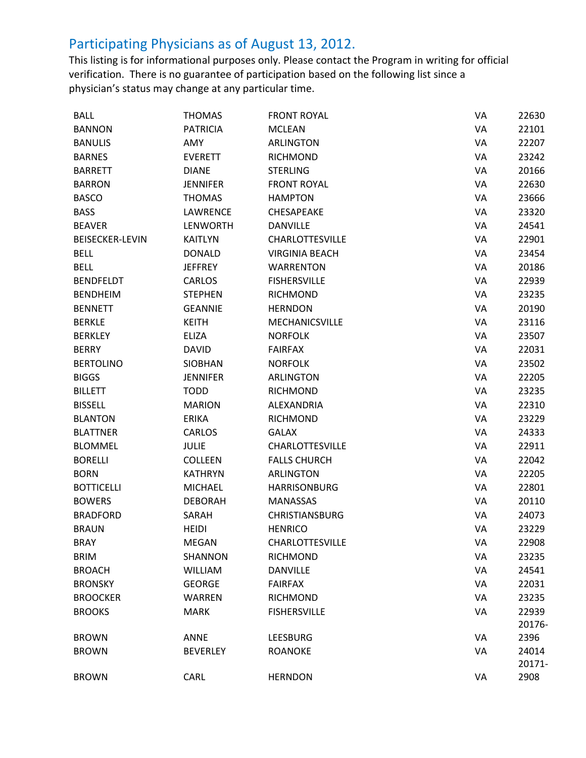## Participating Physicians as of August 13, 2012.

This listing is for informational purposes only. Please contact the Program in writing for official verification. There is no guarantee of participation based on the following list since a physician's status may change at any particular time.

| | | | | |
|---|---|---|---|---|
| BALL | THOMAS | FRONT ROYAL | VA | 22630 |
| BANNON | PATRICIA | MCLEAN | VA | 22101 |
| BANULIS | AMY | ARLINGTON | VA | 22207 |
| BARNES | EVERETT | RICHMOND | VA | 23242 |
| BARRETT | DIANE | STERLING | VA | 20166 |
| BARRON | JENNIFER | FRONT ROYAL | VA | 22630 |
| BASCO | THOMAS | HAMPTON | VA | 23666 |
| BASS | LAWRENCE | CHESAPEAKE | VA | 23320 |
| BEAVER | LENWORTH | DANVILLE | VA | 24541 |
| BEISECKER-LEVIN | KAITLYN | CHARLOTTESVILLE | VA | 22901 |
| BELL | DONALD | VIRGINIA BEACH | VA | 23454 |
| BELL | JEFFREY | WARRENTON | VA | 20186 |
| BENDFELDT | CARLOS | FISHERSVILLE | VA | 22939 |
| BENDHEIM | STEPHEN | RICHMOND | VA | 23235 |
| BENNETT | GEANNIE | HERNDON | VA | 20190 |
| BERKLE | KEITH | MECHANICSVILLE | VA | 23116 |
| BERKLEY | ELIZA | NORFOLK | VA | 23507 |
| BERRY | DAVID | FAIRFAX | VA | 22031 |
| BERTOLINO | SIOBHAN | NORFOLK | VA | 23502 |
| BIGGS | JENNIFER | ARLINGTON | VA | 22205 |
| BILLETT | TODD | RICHMOND | VA | 23235 |
| BISSELL | MARION | ALEXANDRIA | VA | 22310 |
| BLANTON | ERIKA | RICHMOND | VA | 23229 |
| BLATTNER | CARLOS | GALAX | VA | 24333 |
| BLOMMEL | JULIE | CHARLOTTESVILLE | VA | 22911 |
| BORELLI | COLLEEN | FALLS CHURCH | VA | 22042 |
| BORN | KATHRYN | ARLINGTON | VA | 22205 |
| BOTTICELLI | MICHAEL | HARRISONBURG | VA | 22801 |
| BOWERS | DEBORAH | MANASSAS | VA | 20110 |
| BRADFORD | SARAH | CHRISTIANSBURG | VA | 24073 |
| BRAUN | HEIDI | HENRICO | VA | 23229 |
| BRAY | MEGAN | CHARLOTTESVILLE | VA | 22908 |
| BRIM | SHANNON | RICHMOND | VA | 23235 |
| BROACH | WILLIAM | DANVILLE | VA | 24541 |
| BRONSKY | GEORGE | FAIRFAX | VA | 22031 |
| BROOCKER | WARREN | RICHMOND | VA | 23235 |
| BROOKS | MARK | FISHERSVILLE | VA | 22939 |
| BROWN | ANNE | LEESBURG | VA | 20176-2396 |
| BROWN | BEVERLEY | ROANOKE | VA | 24014 |
| BROWN | CARL | HERNDON | VA | 20171-2908 |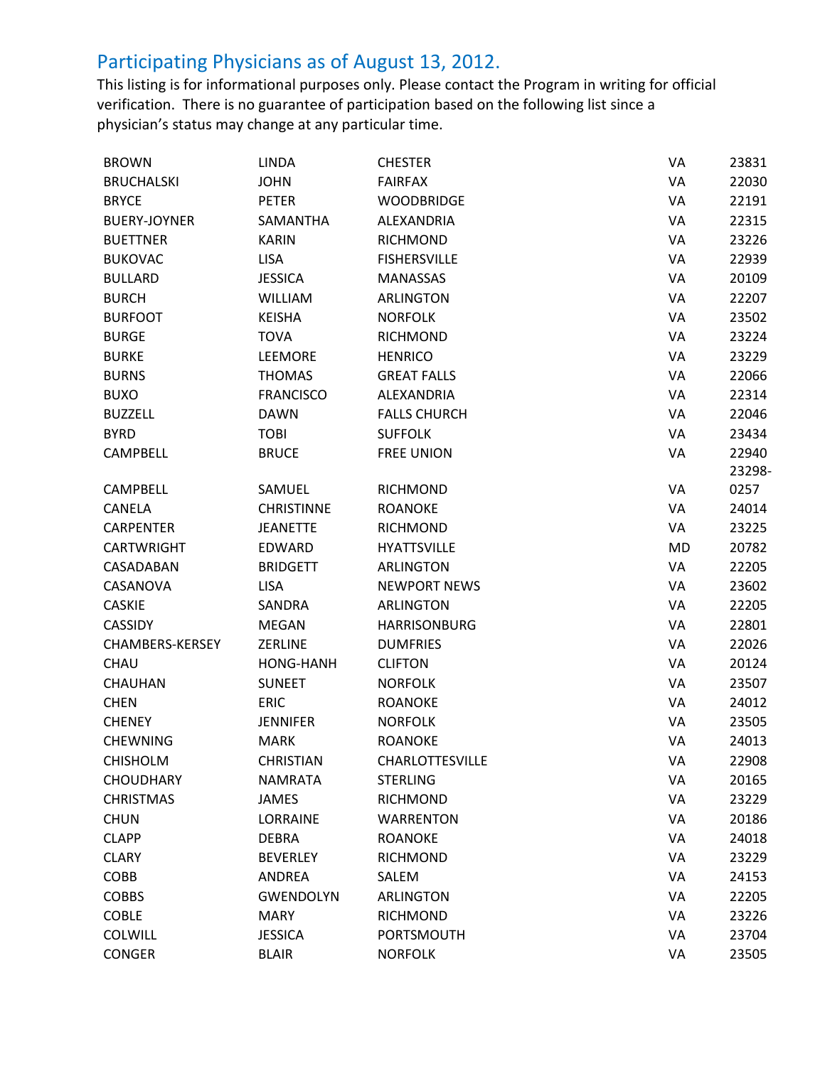## Participating Physicians as of August 13, 2012.

This listing is for informational purposes only. Please contact the Program in writing for official verification. There is no guarantee of participation based on the following list since a physician's status may change at any particular time.

| | | | | |
|---|---|---|---|---|
| BROWN | LINDA | CHESTER | VA | 23831 |
| BRUCHALSKI | JOHN | FAIRFAX | VA | 22030 |
| BRYCE | PETER | WOODBRIDGE | VA | 22191 |
| BUERY-JOYNER | SAMANTHA | ALEXANDRIA | VA | 22315 |
| BUETTNER | KARIN | RICHMOND | VA | 23226 |
| BUKOVAC | LISA | FISHERSVILLE | VA | 22939 |
| BULLARD | JESSICA | MANASSAS | VA | 20109 |
| BURCH | WILLIAM | ARLINGTON | VA | 22207 |
| BURFOOT | KEISHA | NORFOLK | VA | 23502 |
| BURGE | TOVA | RICHMOND | VA | 23224 |
| BURKE | LEEMORE | HENRICO | VA | 23229 |
| BURNS | THOMAS | GREAT FALLS | VA | 22066 |
| BUXO | FRANCISCO | ALEXANDRIA | VA | 22314 |
| BUZZELL | DAWN | FALLS CHURCH | VA | 22046 |
| BYRD | TOBI | SUFFOLK | VA | 23434 |
| CAMPBELL | BRUCE | FREE UNION | VA | 22940 |
| CAMPBELL | SAMUEL | RICHMOND | VA | 23298-0257 |
| CANELA | CHRISTINNE | ROANOKE | VA | 24014 |
| CARPENTER | JEANETTE | RICHMOND | VA | 23225 |
| CARTWRIGHT | EDWARD | HYATTSVILLE | MD | 20782 |
| CASADABAN | BRIDGETT | ARLINGTON | VA | 22205 |
| CASANOVA | LISA | NEWPORT NEWS | VA | 23602 |
| CASKIE | SANDRA | ARLINGTON | VA | 22205 |
| CASSIDY | MEGAN | HARRISONBURG | VA | 22801 |
| CHAMBERS-KERSEY | ZERLINE | DUMFRIES | VA | 22026 |
| CHAU | HONG-HANH | CLIFTON | VA | 20124 |
| CHAUHAN | SUNEET | NORFOLK | VA | 23507 |
| CHEN | ERIC | ROANOKE | VA | 24012 |
| CHENEY | JENNIFER | NORFOLK | VA | 23505 |
| CHEWNING | MARK | ROANOKE | VA | 24013 |
| CHISHOLM | CHRISTIAN | CHARLOTTESVILLE | VA | 22908 |
| CHOUDHARY | NAMRATA | STERLING | VA | 20165 |
| CHRISTMAS | JAMES | RICHMOND | VA | 23229 |
| CHUN | LORRAINE | WARRENTON | VA | 20186 |
| CLAPP | DEBRA | ROANOKE | VA | 24018 |
| CLARY | BEVERLEY | RICHMOND | VA | 23229 |
| COBB | ANDREA | SALEM | VA | 24153 |
| COBBS | GWENDOLYN | ARLINGTON | VA | 22205 |
| COBLE | MARY | RICHMOND | VA | 23226 |
| COLWILL | JESSICA | PORTSMOUTH | VA | 23704 |
| CONGER | BLAIR | NORFOLK | VA | 23505 |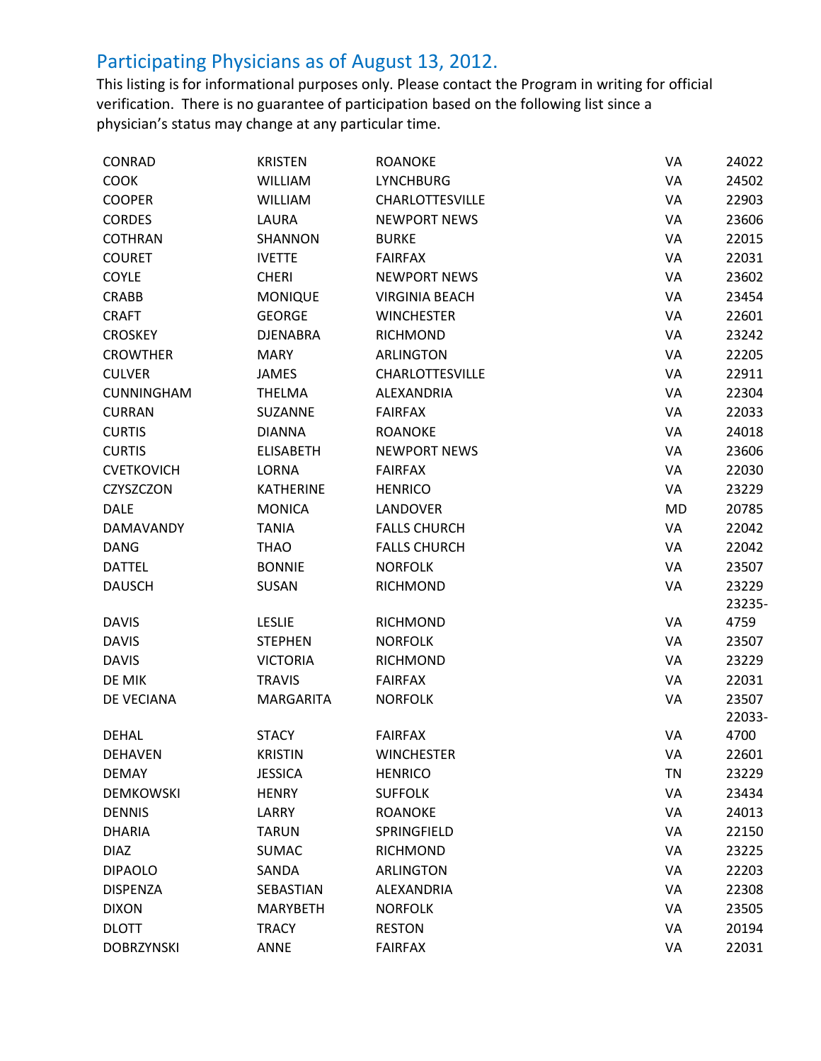## Participating Physicians as of August 13, 2012.

This listing is for informational purposes only. Please contact the Program in writing for official verification. There is no guarantee of participation based on the following list since a physician's status may change at any particular time.

| | | | | |
|---|---|---|---|---|
| CONRAD | KRISTEN | ROANOKE | VA | 24022 |
| COOK | WILLIAM | LYNCHBURG | VA | 24502 |
| COOPER | WILLIAM | CHARLOTTESVILLE | VA | 22903 |
| CORDES | LAURA | NEWPORT NEWS | VA | 23606 |
| COTHRAN | SHANNON | BURKE | VA | 22015 |
| COURET | IVETTE | FAIRFAX | VA | 22031 |
| COYLE | CHERI | NEWPORT NEWS | VA | 23602 |
| CRABB | MONIQUE | VIRGINIA BEACH | VA | 23454 |
| CRAFT | GEORGE | WINCHESTER | VA | 22601 |
| CROSKEY | DJENABRA | RICHMOND | VA | 23242 |
| CROWTHER | MARY | ARLINGTON | VA | 22205 |
| CULVER | JAMES | CHARLOTTESVILLE | VA | 22911 |
| CUNNINGHAM | THELMA | ALEXANDRIA | VA | 22304 |
| CURRAN | SUZANNE | FAIRFAX | VA | 22033 |
| CURTIS | DIANNA | ROANOKE | VA | 24018 |
| CURTIS | ELISABETH | NEWPORT NEWS | VA | 23606 |
| CVETKOVICH | LORNA | FAIRFAX | VA | 22030 |
| CZYSZCZON | KATHERINE | HENRICO | VA | 23229 |
| DALE | MONICA | LANDOVER | MD | 20785 |
| DAMAVANDY | TANIA | FALLS CHURCH | VA | 22042 |
| DANG | THAO | FALLS CHURCH | VA | 22042 |
| DATTEL | BONNIE | NORFOLK | VA | 23507 |
| DAUSCH | SUSAN | RICHMOND | VA | 23229 |
| DAVIS | LESLIE | RICHMOND | VA | 23235-4759 |
| DAVIS | STEPHEN | NORFOLK | VA | 23507 |
| DAVIS | VICTORIA | RICHMOND | VA | 23229 |
| DE MIK | TRAVIS | FAIRFAX | VA | 22031 |
| DE VECIANA | MARGARITA | NORFOLK | VA | 23507 |
| DEHAL | STACY | FAIRFAX | VA | 22033-4700 |
| DEHAVEN | KRISTIN | WINCHESTER | VA | 22601 |
| DEMAY | JESSICA | HENRICO | TN | 23229 |
| DEMKOWSKI | HENRY | SUFFOLK | VA | 23434 |
| DENNIS | LARRY | ROANOKE | VA | 24013 |
| DHARIA | TARUN | SPRINGFIELD | VA | 22150 |
| DIAZ | SUMAC | RICHMOND | VA | 23225 |
| DIPAOLO | SANDA | ARLINGTON | VA | 22203 |
| DISPENZA | SEBASTIAN | ALEXANDRIA | VA | 22308 |
| DIXON | MARYBETH | NORFOLK | VA | 23505 |
| DLOTT | TRACY | RESTON | VA | 20194 |
| DOBRZYNSKI | ANNE | FAIRFAX | VA | 22031 |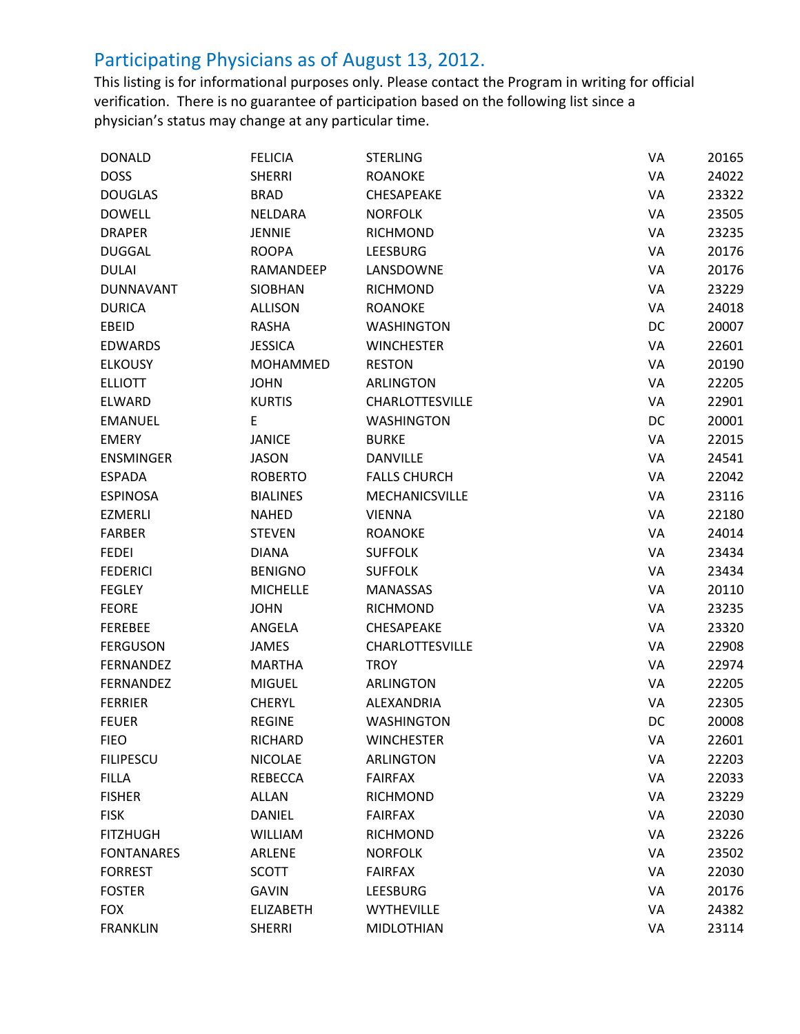## Participating Physicians as of August 13, 2012.

This listing is for informational purposes only. Please contact the Program in writing for official verification. There is no guarantee of participation based on the following list since a physician's status may change at any particular time.

| | | | | |
|---|---|---|---|---|
| DONALD | FELICIA | STERLING | VA | 20165 |
| DOSS | SHERRI | ROANOKE | VA | 24022 |
| DOUGLAS | BRAD | CHESAPEAKE | VA | 23322 |
| DOWELL | NELDARA | NORFOLK | VA | 23505 |
| DRAPER | JENNIE | RICHMOND | VA | 23235 |
| DUGGAL | ROOPA | LEESBURG | VA | 20176 |
| DULAI | RAMANDEEP | LANSDOWNE | VA | 20176 |
| DUNNAVANT | SIOBHAN | RICHMOND | VA | 23229 |
| DURICA | ALLISON | ROANOKE | VA | 24018 |
| EBEID | RASHA | WASHINGTON | DC | 20007 |
| EDWARDS | JESSICA | WINCHESTER | VA | 22601 |
| ELKOUSY | MOHAMMED | RESTON | VA | 20190 |
| ELLIOTT | JOHN | ARLINGTON | VA | 22205 |
| ELWARD | KURTIS | CHARLOTTESVILLE | VA | 22901 |
| EMANUEL | E | WASHINGTON | DC | 20001 |
| EMERY | JANICE | BURKE | VA | 22015 |
| ENSMINGER | JASON | DANVILLE | VA | 24541 |
| ESPADA | ROBERTO | FALLS CHURCH | VA | 22042 |
| ESPINOSA | BIALINES | MECHANICSVILLE | VA | 23116 |
| EZMERLI | NAHED | VIENNA | VA | 22180 |
| FARBER | STEVEN | ROANOKE | VA | 24014 |
| FEDEI | DIANA | SUFFOLK | VA | 23434 |
| FEDERICI | BENIGNO | SUFFOLK | VA | 23434 |
| FEGLEY | MICHELLE | MANASSAS | VA | 20110 |
| FEORE | JOHN | RICHMOND | VA | 23235 |
| FEREBEE | ANGELA | CHESAPEAKE | VA | 23320 |
| FERGUSON | JAMES | CHARLOTTESVILLE | VA | 22908 |
| FERNANDEZ | MARTHA | TROY | VA | 22974 |
| FERNANDEZ | MIGUEL | ARLINGTON | VA | 22205 |
| FERRIER | CHERYL | ALEXANDRIA | VA | 22305 |
| FEUER | REGINE | WASHINGTON | DC | 20008 |
| FIEO | RICHARD | WINCHESTER | VA | 22601 |
| FILIPESCU | NICOLAE | ARLINGTON | VA | 22203 |
| FILLA | REBECCA | FAIRFAX | VA | 22033 |
| FISHER | ALLAN | RICHMOND | VA | 23229 |
| FISK | DANIEL | FAIRFAX | VA | 22030 |
| FITZHUGH | WILLIAM | RICHMOND | VA | 23226 |
| FONTANARES | ARLENE | NORFOLK | VA | 23502 |
| FORREST | SCOTT | FAIRFAX | VA | 22030 |
| FOSTER | GAVIN | LEESBURG | VA | 20176 |
| FOX | ELIZABETH | WYTHEVILLE | VA | 24382 |
| FRANKLIN | SHERRI | MIDLOTHIAN | VA | 23114 |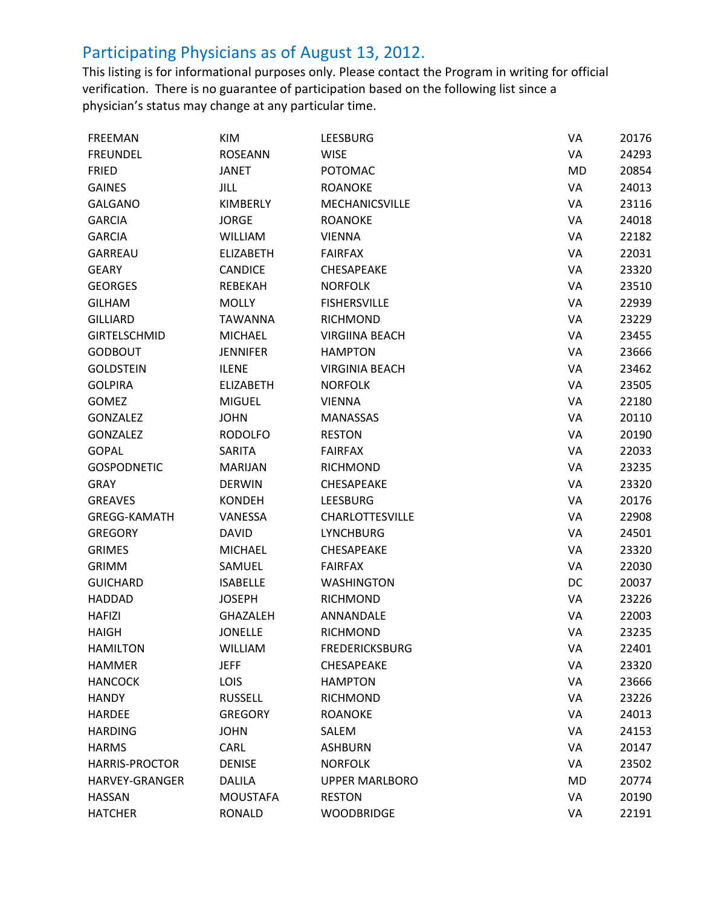## Participating Physicians as of August 13, 2012.

This listing is for informational purposes only. Please contact the Program in writing for official verification. There is no guarantee of participation based on the following list since a physician's status may change at any particular time.

| | | | | |
|---|---|---|---|---|
| FREEMAN | KIM | LEESBURG | VA | 20176 |
| FREUNDEL | ROSEANN | WISE | VA | 24293 |
| FRIED | JANET | POTOMAC | MD | 20854 |
| GAINES | JILL | ROANOKE | VA | 24013 |
| GALGANO | KIMBERLY | MECHANICSVILLE | VA | 23116 |
| GARCIA | JORGE | ROANOKE | VA | 24018 |
| GARCIA | WILLIAM | VIENNA | VA | 22182 |
| GARREAU | ELIZABETH | FAIRFAX | VA | 22031 |
| GEARY | CANDICE | CHESAPEAKE | VA | 23320 |
| GEORGES | REBEKAH | NORFOLK | VA | 23510 |
| GILHAM | MOLLY | FISHERSVILLE | VA | 22939 |
| GILLIARD | TAWANNA | RICHMOND | VA | 23229 |
| GIRTELSCHMID | MICHAEL | VIRGIINA BEACH | VA | 23455 |
| GODBOUT | JENNIFER | HAMPTON | VA | 23666 |
| GOLDSTEIN | ILENE | VIRGINIA BEACH | VA | 23462 |
| GOLPIRA | ELIZABETH | NORFOLK | VA | 23505 |
| GOMEZ | MIGUEL | VIENNA | VA | 22180 |
| GONZALEZ | JOHN | MANASSAS | VA | 20110 |
| GONZALEZ | RODOLFO | RESTON | VA | 20190 |
| GOPAL | SARITA | FAIRFAX | VA | 22033 |
| GOSPODNETIC | MARIJAN | RICHMOND | VA | 23235 |
| GRAY | DERWIN | CHESAPEAKE | VA | 23320 |
| GREAVES | KONDEH | LEESBURG | VA | 20176 |
| GREGG-KAMATH | VANESSA | CHARLOTTESVILLE | VA | 22908 |
| GREGORY | DAVID | LYNCHBURG | VA | 24501 |
| GRIMES | MICHAEL | CHESAPEAKE | VA | 23320 |
| GRIMM | SAMUEL | FAIRFAX | VA | 22030 |
| GUICHARD | ISABELLE | WASHINGTON | DC | 20037 |
| HADDAD | JOSEPH | RICHMOND | VA | 23226 |
| HAFIZI | GHAZALEH | ANNANDALE | VA | 22003 |
| HAIGH | JONELLE | RICHMOND | VA | 23235 |
| HAMILTON | WILLIAM | FREDERICKSBURG | VA | 22401 |
| HAMMER | JEFF | CHESAPEAKE | VA | 23320 |
| HANCOCK | LOIS | HAMPTON | VA | 23666 |
| HANDY | RUSSELL | RICHMOND | VA | 23226 |
| HARDEE | GREGORY | ROANOKE | VA | 24013 |
| HARDING | JOHN | SALEM | VA | 24153 |
| HARMS | CARL | ASHBURN | VA | 20147 |
| HARRIS-PROCTOR | DENISE | NORFOLK | VA | 23502 |
| HARVEY-GRANGER | DALILA | UPPER MARLBORO | MD | 20774 |
| HASSAN | MOUSTAFA | RESTON | VA | 20190 |
| HATCHER | RONALD | WOODBRIDGE | VA | 22191 |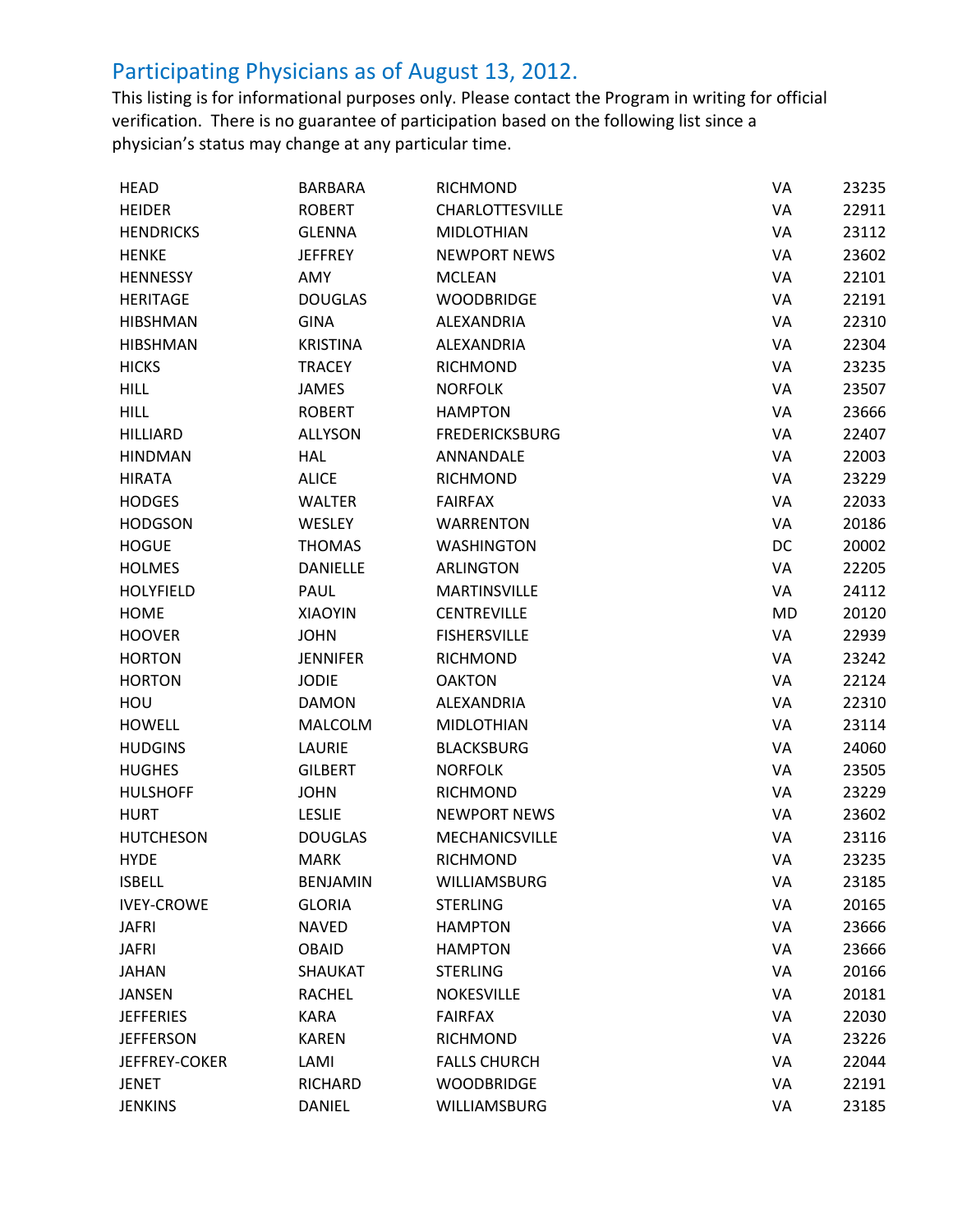## Participating Physicians as of August 13, 2012.

This listing is for informational purposes only. Please contact the Program in writing for official verification. There is no guarantee of participation based on the following list since a physician's status may change at any particular time.

| | | | | |
|---|---|---|---|---|
| HEAD | BARBARA | RICHMOND | VA | 23235 |
| HEIDER | ROBERT | CHARLOTTESVILLE | VA | 22911 |
| HENDRICKS | GLENNA | MIDLOTHIAN | VA | 23112 |
| HENKE | JEFFREY | NEWPORT NEWS | VA | 23602 |
| HENNESSY | AMY | MCLEAN | VA | 22101 |
| HERITAGE | DOUGLAS | WOODBRIDGE | VA | 22191 |
| HIBSHMAN | GINA | ALEXANDRIA | VA | 22310 |
| HIBSHMAN | KRISTINA | ALEXANDRIA | VA | 22304 |
| HICKS | TRACEY | RICHMOND | VA | 23235 |
| HILL | JAMES | NORFOLK | VA | 23507 |
| HILL | ROBERT | HAMPTON | VA | 23666 |
| HILLIARD | ALLYSON | FREDERICKSBURG | VA | 22407 |
| HINDMAN | HAL | ANNANDALE | VA | 22003 |
| HIRATA | ALICE | RICHMOND | VA | 23229 |
| HODGES | WALTER | FAIRFAX | VA | 22033 |
| HODGSON | WESLEY | WARRENTON | VA | 20186 |
| HOGUE | THOMAS | WASHINGTON | DC | 20002 |
| HOLMES | DANIELLE | ARLINGTON | VA | 22205 |
| HOLYFIELD | PAUL | MARTINSVILLE | VA | 24112 |
| HOME | XIAOYIN | CENTREVILLE | MD | 20120 |
| HOOVER | JOHN | FISHERSVILLE | VA | 22939 |
| HORTON | JENNIFER | RICHMOND | VA | 23242 |
| HORTON | JODIE | OAKTON | VA | 22124 |
| HOU | DAMON | ALEXANDRIA | VA | 22310 |
| HOWELL | MALCOLM | MIDLOTHIAN | VA | 23114 |
| HUDGINS | LAURIE | BLACKSBURG | VA | 24060 |
| HUGHES | GILBERT | NORFOLK | VA | 23505 |
| HULSHOFF | JOHN | RICHMOND | VA | 23229 |
| HURT | LESLIE | NEWPORT NEWS | VA | 23602 |
| HUTCHESON | DOUGLAS | MECHANICSVILLE | VA | 23116 |
| HYDE | MARK | RICHMOND | VA | 23235 |
| ISBELL | BENJAMIN | WILLIAMSBURG | VA | 23185 |
| IVEY-CROWE | GLORIA | STERLING | VA | 20165 |
| JAFRI | NAVED | HAMPTON | VA | 23666 |
| JAFRI | OBAID | HAMPTON | VA | 23666 |
| JAHAN | SHAUKAT | STERLING | VA | 20166 |
| JANSEN | RACHEL | NOKESVILLE | VA | 20181 |
| JEFFERIES | KARA | FAIRFAX | VA | 22030 |
| JEFFERSON | KAREN | RICHMOND | VA | 23226 |
| JEFFREY-COKER | LAMI | FALLS CHURCH | VA | 22044 |
| JENET | RICHARD | WOODBRIDGE | VA | 22191 |
| JENKINS | DANIEL | WILLIAMSBURG | VA | 23185 |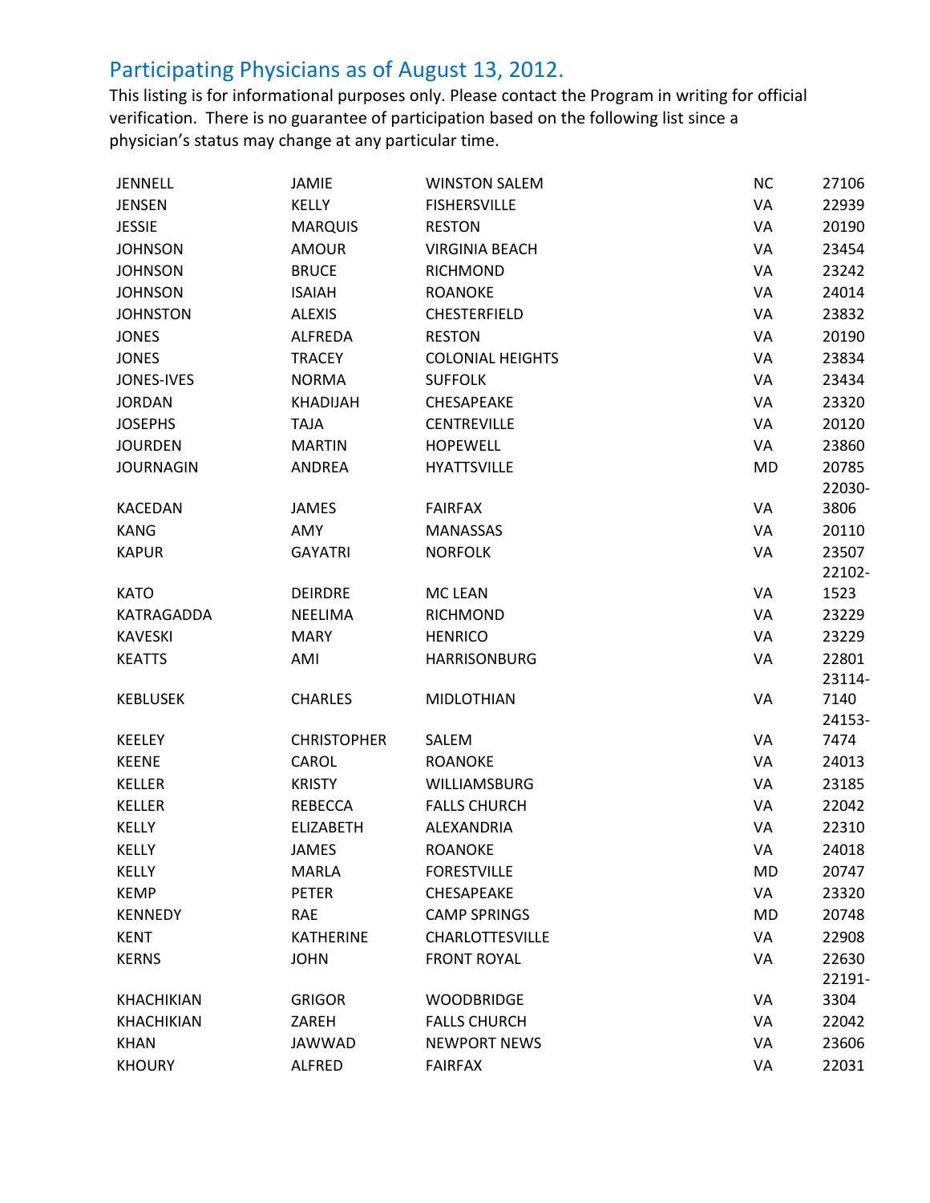## Participating Physicians as of August 13, 2012.

This listing is for informational purposes only. Please contact the Program in writing for official verification. There is no guarantee of participation based on the following list since a physician's status may change at any particular time.

| | | | | |
|---|---|---|---|---|
| JENNELL | JAMIE | WINSTON SALEM | NC | 27106 |
| JENSEN | KELLY | FISHERSVILLE | VA | 22939 |
| JESSIE | MARQUIS | RESTON | VA | 20190 |
| JOHNSON | AMOUR | VIRGINIA BEACH | VA | 23454 |
| JOHNSON | BRUCE | RICHMOND | VA | 23242 |
| JOHNSON | ISAIAH | ROANOKE | VA | 24014 |
| JOHNSTON | ALEXIS | CHESTERFIELD | VA | 23832 |
| JONES | ALFREDA | RESTON | VA | 20190 |
| JONES | TRACEY | COLONIAL HEIGHTS | VA | 23834 |
| JONES-IVES | NORMA | SUFFOLK | VA | 23434 |
| JORDAN | KHADIJAH | CHESAPEAKE | VA | 23320 |
| JOSEPHS | TAJA | CENTREVILLE | VA | 20120 |
| JOURDEN | MARTIN | HOPEWELL | VA | 23860 |
| JOURNAGIN | ANDREA | HYATTSVILLE | MD | 20785 |
| KACEDAN | JAMES | FAIRFAX | VA | 22030-3806 |
| KANG | AMY | MANASSAS | VA | 20110 |
| KAPUR | GAYATRI | NORFOLK | VA | 23507 |
| KATO | DEIRDRE | MC LEAN | VA | 22102-1523 |
| KATRAGADDA | NEELIMA | RICHMOND | VA | 23229 |
| KAVESKI | MARY | HENRICO | VA | 23229 |
| KEATTS | AMI | HARRISONBURG | VA | 22801 |
| KEBLUSEK | CHARLES | MIDLOTHIAN | VA | 23114-7140 |
| KEELEY | CHRISTOPHER | SALEM | VA | 24153-7474 |
| KEENE | CAROL | ROANOKE | VA | 24013 |
| KELLER | KRISTY | WILLIAMSBURG | VA | 23185 |
| KELLER | REBECCA | FALLS CHURCH | VA | 22042 |
| KELLY | ELIZABETH | ALEXANDRIA | VA | 22310 |
| KELLY | JAMES | ROANOKE | VA | 24018 |
| KELLY | MARLA | FORESTVILLE | MD | 20747 |
| KEMP | PETER | CHESAPEAKE | VA | 23320 |
| KENNEDY | RAE | CAMP SPRINGS | MD | 20748 |
| KENT | KATHERINE | CHARLOTTESVILLE | VA | 22908 |
| KERNS | JOHN | FRONT ROYAL | VA | 22630 |
| KHACHIKIAN | GRIGOR | WOODBRIDGE | VA | 22191-3304 |
| KHACHIKIAN | ZAREH | FALLS CHURCH | VA | 22042 |
| KHAN | JAWWAD | NEWPORT NEWS | VA | 23606 |
| KHOURY | ALFRED | FAIRFAX | VA | 22031 |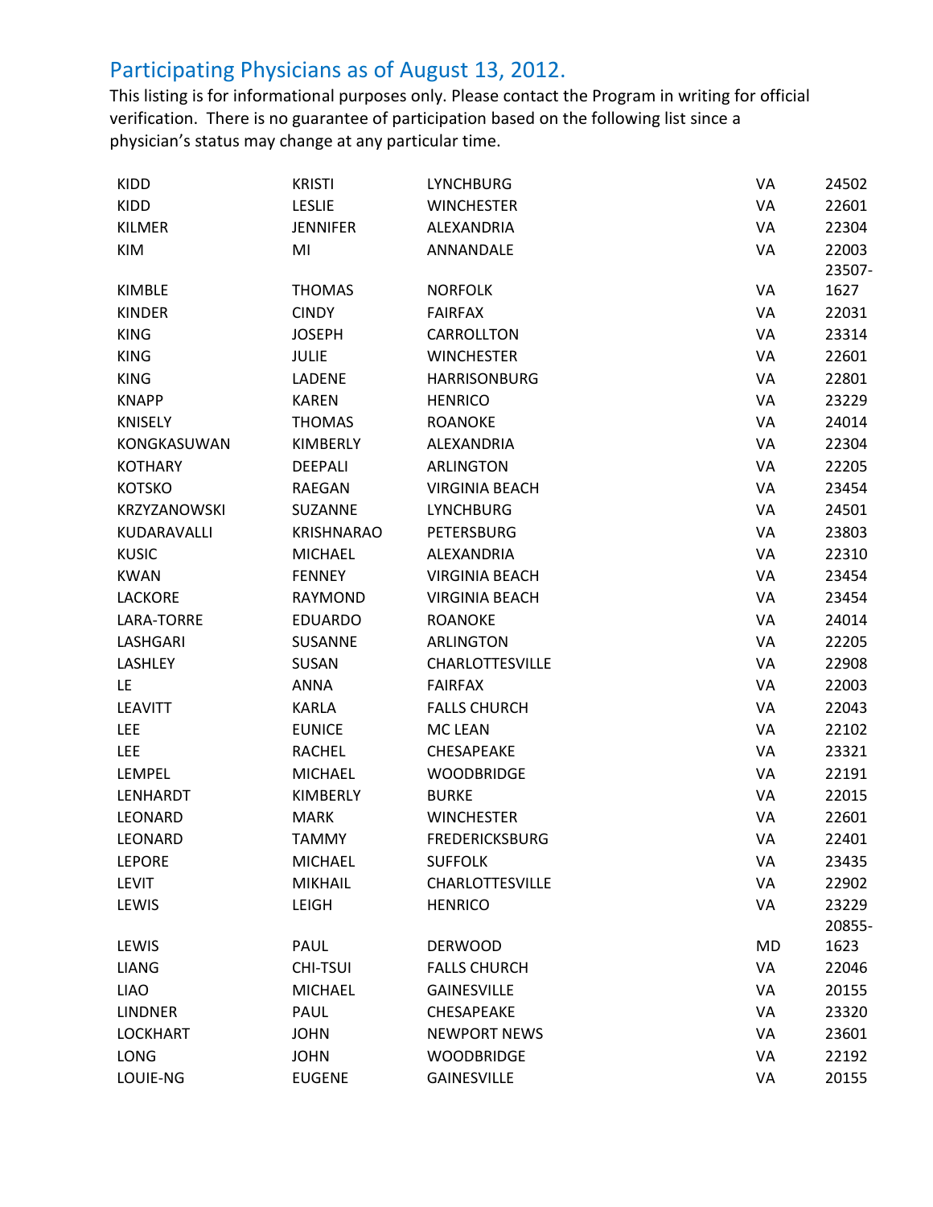## Participating Physicians as of August 13, 2012.

This listing is for informational purposes only. Please contact the Program in writing for official verification. There is no guarantee of participation based on the following list since a physician's status may change at any particular time.

| | | | | |
|---|---|---|---|---|
| KIDD | KRISTI | LYNCHBURG | VA | 24502 |
| KIDD | LESLIE | WINCHESTER | VA | 22601 |
| KILMER | JENNIFER | ALEXANDRIA | VA | 22304 |
| KIM | MI | ANNANDALE | VA | 22003 |
| KIMBLE | THOMAS | NORFOLK | VA | 23507-1627 |
| KINDER | CINDY | FAIRFAX | VA | 22031 |
| KING | JOSEPH | CARROLLTON | VA | 23314 |
| KING | JULIE | WINCHESTER | VA | 22601 |
| KING | LADENE | HARRISONBURG | VA | 22801 |
| KNAPP | KAREN | HENRICO | VA | 23229 |
| KNISELY | THOMAS | ROANOKE | VA | 24014 |
| KONGKASUWAN | KIMBERLY | ALEXANDRIA | VA | 22304 |
| KOTHARY | DEEPALI | ARLINGTON | VA | 22205 |
| KOTSKO | RAEGAN | VIRGINIA BEACH | VA | 23454 |
| KRZYZANOWSKI | SUZANNE | LYNCHBURG | VA | 24501 |
| KUDARAVALLI | KRISHNARAO | PETERSBURG | VA | 23803 |
| KUSIC | MICHAEL | ALEXANDRIA | VA | 22310 |
| KWAN | FENNEY | VIRGINIA BEACH | VA | 23454 |
| LACKORE | RAYMOND | VIRGINIA BEACH | VA | 23454 |
| LARA-TORRE | EDUARDO | ROANOKE | VA | 24014 |
| LASHGARI | SUSANNE | ARLINGTON | VA | 22205 |
| LASHLEY | SUSAN | CHARLOTTESVILLE | VA | 22908 |
| LE | ANNA | FAIRFAX | VA | 22003 |
| LEAVITT | KARLA | FALLS CHURCH | VA | 22043 |
| LEE | EUNICE | MC LEAN | VA | 22102 |
| LEE | RACHEL | CHESAPEAKE | VA | 23321 |
| LEMPEL | MICHAEL | WOODBRIDGE | VA | 22191 |
| LENHARDT | KIMBERLY | BURKE | VA | 22015 |
| LEONARD | MARK | WINCHESTER | VA | 22601 |
| LEONARD | TAMMY | FREDERICKSBURG | VA | 22401 |
| LEPORE | MICHAEL | SUFFOLK | VA | 23435 |
| LEVIT | MIKHAIL | CHARLOTTESVILLE | VA | 22902 |
| LEWIS | LEIGH | HENRICO | VA | 23229 |
| LEWIS | PAUL | DERWOOD | MD | 20855-1623 |
| LIANG | CHI-TSUI | FALLS CHURCH | VA | 22046 |
| LIAO | MICHAEL | GAINESVILLE | VA | 20155 |
| LINDNER | PAUL | CHESAPEAKE | VA | 23320 |
| LOCKHART | JOHN | NEWPORT NEWS | VA | 23601 |
| LONG | JOHN | WOODBRIDGE | VA | 22192 |
| LOUIE-NG | EUGENE | GAINESVILLE | VA | 20155 |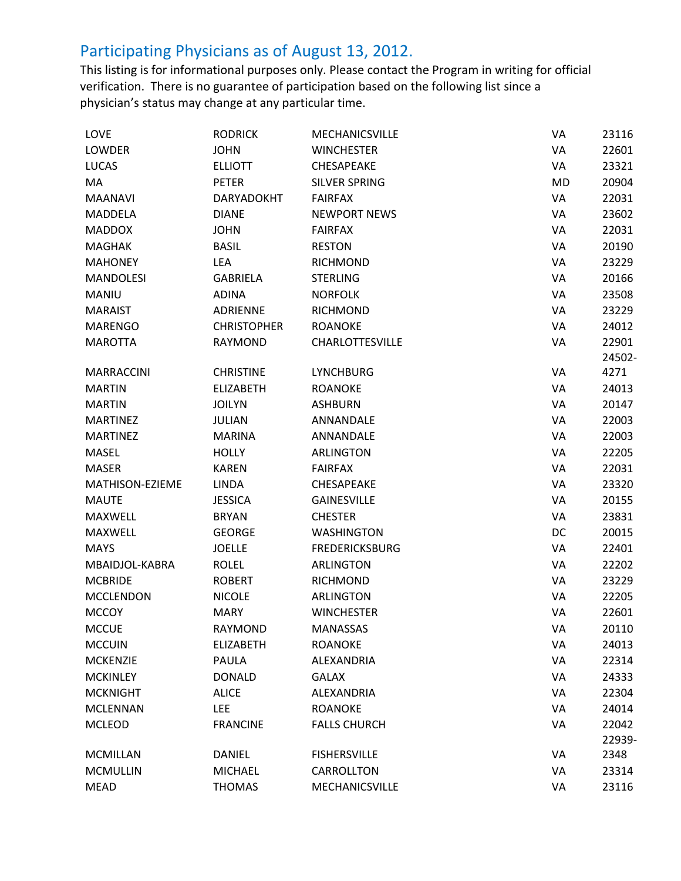## Participating Physicians as of August 13, 2012.

This listing is for informational purposes only. Please contact the Program in writing for official verification. There is no guarantee of participation based on the following list since a physician's status may change at any particular time.

| | | | | |
|---|---|---|---|---|
| LOVE | RODRICK | MECHANICSVILLE | VA | 23116 |
| LOWDER | JOHN | WINCHESTER | VA | 22601 |
| LUCAS | ELLIOTT | CHESAPEAKE | VA | 23321 |
| MA | PETER | SILVER SPRING | MD | 20904 |
| MAANAVI | DARYADOKHT | FAIRFAX | VA | 22031 |
| MADDELA | DIANE | NEWPORT NEWS | VA | 23602 |
| MADDOX | JOHN | FAIRFAX | VA | 22031 |
| MAGHAK | BASIL | RESTON | VA | 20190 |
| MAHONEY | LEA | RICHMOND | VA | 23229 |
| MANDOLESI | GABRIELA | STERLING | VA | 20166 |
| MANIU | ADINA | NORFOLK | VA | 23508 |
| MARAIST | ADRIENNE | RICHMOND | VA | 23229 |
| MARENGO | CHRISTOPHER | ROANOKE | VA | 24012 |
| MAROTTA | RAYMOND | CHARLOTTESVILLE | VA | 22901 |
| MARRACCINI | CHRISTINE | LYNCHBURG | VA | 24502-4271 |
| MARTIN | ELIZABETH | ROANOKE | VA | 24013 |
| MARTIN | JOILYN | ASHBURN | VA | 20147 |
| MARTINEZ | JULIAN | ANNANDALE | VA | 22003 |
| MARTINEZ | MARINA | ANNANDALE | VA | 22003 |
| MASEL | HOLLY | ARLINGTON | VA | 22205 |
| MASER | KAREN | FAIRFAX | VA | 22031 |
| MATHISON-EZIEME | LINDA | CHESAPEAKE | VA | 23320 |
| MAUTE | JESSICA | GAINESVILLE | VA | 20155 |
| MAXWELL | BRYAN | CHESTER | VA | 23831 |
| MAXWELL | GEORGE | WASHINGTON | DC | 20015 |
| MAYS | JOELLE | FREDERICKSBURG | VA | 22401 |
| MBAIDJOL-KABRA | ROLEL | ARLINGTON | VA | 22202 |
| MCBRIDE | ROBERT | RICHMOND | VA | 23229 |
| MCCLENDON | NICOLE | ARLINGTON | VA | 22205 |
| MCCOY | MARY | WINCHESTER | VA | 22601 |
| MCCUE | RAYMOND | MANASSAS | VA | 20110 |
| MCCUIN | ELIZABETH | ROANOKE | VA | 24013 |
| MCKENZIE | PAULA | ALEXANDRIA | VA | 22314 |
| MCKINLEY | DONALD | GALAX | VA | 24333 |
| MCKNIGHT | ALICE | ALEXANDRIA | VA | 22304 |
| MCLENNAN | LEE | ROANOKE | VA | 24014 |
| MCLEOD | FRANCINE | FALLS CHURCH | VA | 22042 |
| MCMILLAN | DANIEL | FISHERSVILLE | VA | 22939-2348 |
| MCMULLIN | MICHAEL | CARROLLTON | VA | 23314 |
| MEAD | THOMAS | MECHANICSVILLE | VA | 23116 |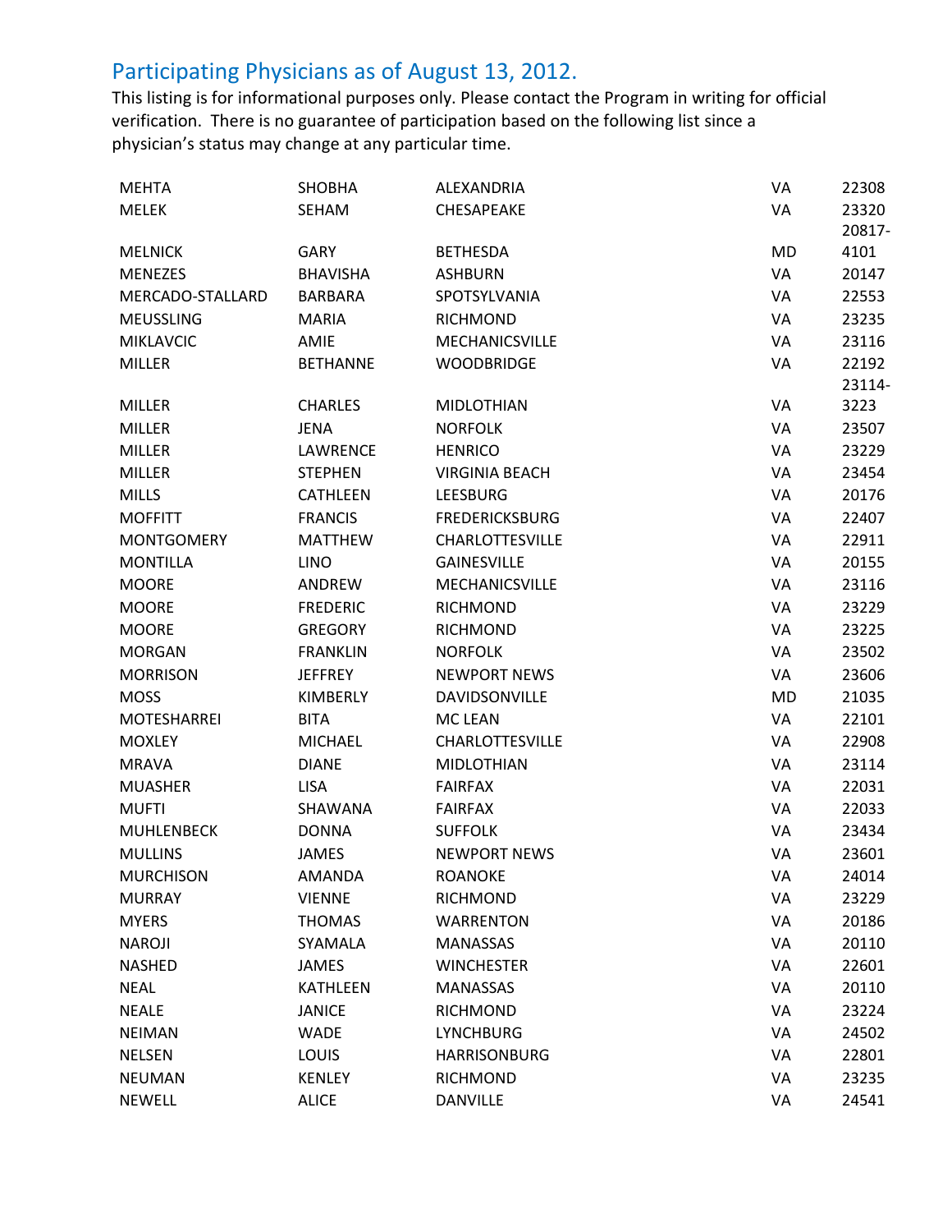## Participating Physicians as of August 13, 2012.

This listing is for informational purposes only. Please contact the Program in writing for official verification. There is no guarantee of participation based on the following list since a physician's status may change at any particular time.

| | | | | |
|---|---|---|---|---|
| MEHTA | SHOBHA | ALEXANDRIA | VA | 22308 |
| MELEK | SEHAM | CHESAPEAKE | VA | 23320 |
| MELNICK | GARY | BETHESDA | MD | 20817-4101 |
| MENEZES | BHAVISHA | ASHBURN | VA | 20147 |
| MERCADO-STALLARD | BARBARA | SPOTSYLVANIA | VA | 22553 |
| MEUSSLING | MARIA | RICHMOND | VA | 23235 |
| MIKLAVCIC | AMIE | MECHANICSVILLE | VA | 23116 |
| MILLER | BETHANNE | WOODBRIDGE | VA | 22192 |
| MILLER | CHARLES | MIDLOTHIAN | VA | 23114-3223 |
| MILLER | JENA | NORFOLK | VA | 23507 |
| MILLER | LAWRENCE | HENRICO | VA | 23229 |
| MILLER | STEPHEN | VIRGINIA BEACH | VA | 23454 |
| MILLS | CATHLEEN | LEESBURG | VA | 20176 |
| MOFFITT | FRANCIS | FREDERICKSBURG | VA | 22407 |
| MONTGOMERY | MATTHEW | CHARLOTTESVILLE | VA | 22911 |
| MONTILLA | LINO | GAINESVILLE | VA | 20155 |
| MOORE | ANDREW | MECHANICSVILLE | VA | 23116 |
| MOORE | FREDERIC | RICHMOND | VA | 23229 |
| MOORE | GREGORY | RICHMOND | VA | 23225 |
| MORGAN | FRANKLIN | NORFOLK | VA | 23502 |
| MORRISON | JEFFREY | NEWPORT NEWS | VA | 23606 |
| MOSS | KIMBERLY | DAVIDSONVILLE | MD | 21035 |
| MOTESHARREI | BITA | MC LEAN | VA | 22101 |
| MOXLEY | MICHAEL | CHARLOTTESVILLE | VA | 22908 |
| MRAVA | DIANE | MIDLOTHIAN | VA | 23114 |
| MUASHER | LISA | FAIRFAX | VA | 22031 |
| MUFTI | SHAWANA | FAIRFAX | VA | 22033 |
| MUHLENBECK | DONNA | SUFFOLK | VA | 23434 |
| MULLINS | JAMES | NEWPORT NEWS | VA | 23601 |
| MURCHISON | AMANDA | ROANOKE | VA | 24014 |
| MURRAY | VIENNE | RICHMOND | VA | 23229 |
| MYERS | THOMAS | WARRENTON | VA | 20186 |
| NAROJI | SYAMALA | MANASSAS | VA | 20110 |
| NASHED | JAMES | WINCHESTER | VA | 22601 |
| NEAL | KATHLEEN | MANASSAS | VA | 20110 |
| NEALE | JANICE | RICHMOND | VA | 23224 |
| NEIMAN | WADE | LYNCHBURG | VA | 24502 |
| NELSEN | LOUIS | HARRISONBURG | VA | 22801 |
| NEUMAN | KENLEY | RICHMOND | VA | 23235 |
| NEWELL | ALICE | DANVILLE | VA | 24541 |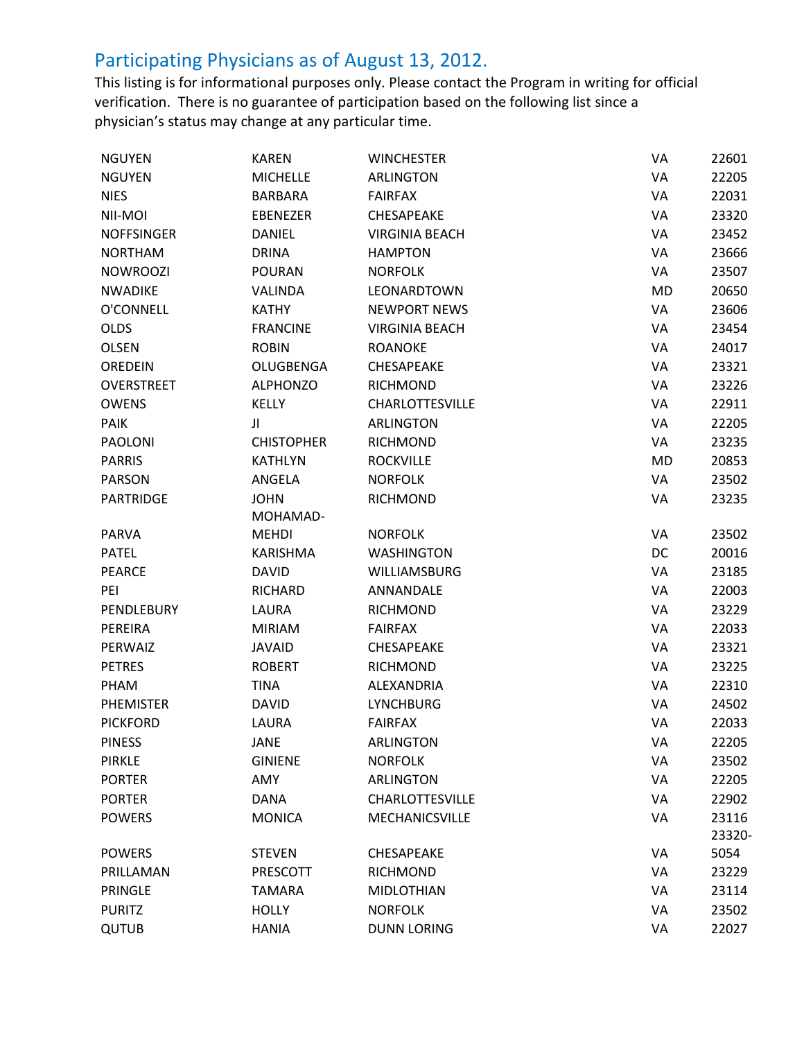## Participating Physicians as of August 13, 2012.

This listing is for informational purposes only. Please contact the Program in writing for official verification. There is no guarantee of participation based on the following list since a physician's status may change at any particular time.

| | | | | |
|---|---|---|---|---|
| NGUYEN | KAREN | WINCHESTER | VA | 22601 |
| NGUYEN | MICHELLE | ARLINGTON | VA | 22205 |
| NIES | BARBARA | FAIRFAX | VA | 22031 |
| NII-MOI | EBENEZER | CHESAPEAKE | VA | 23320 |
| NOFFSINGER | DANIEL | VIRGINIA BEACH | VA | 23452 |
| NORTHAM | DRINA | HAMPTON | VA | 23666 |
| NOWROOZI | POURAN | NORFOLK | VA | 23507 |
| NWADIKE | VALINDA | LEONARDTOWN | MD | 20650 |
| O'CONNELL | KATHY | NEWPORT NEWS | VA | 23606 |
| OLDS | FRANCINE | VIRGINIA BEACH | VA | 23454 |
| OLSEN | ROBIN | ROANOKE | VA | 24017 |
| OREDEIN | OLUGBENGA | CHESAPEAKE | VA | 23321 |
| OVERSTREET | ALPHONZO | RICHMOND | VA | 23226 |
| OWENS | KELLY | CHARLOTTESVILLE | VA | 22911 |
| PAIK | JI | ARLINGTON | VA | 22205 |
| PAOLONI | CHISTOPHER | RICHMOND | VA | 23235 |
| PARRIS | KATHLYN | ROCKVILLE | MD | 20853 |
| PARSON | ANGELA | NORFOLK | VA | 23502 |
| PARTRIDGE | JOHN | RICHMOND | VA | 23235 |
| PARVA | MOHAMAD-MEHDI | NORFOLK | VA | 23502 |
| PATEL | KARISHMA | WASHINGTON | DC | 20016 |
| PEARCE | DAVID | WILLIAMSBURG | VA | 23185 |
| PEI | RICHARD | ANNANDALE | VA | 22003 |
| PENDLEBURY | LAURA | RICHMOND | VA | 23229 |
| PEREIRA | MIRIAM | FAIRFAX | VA | 22033 |
| PERWAIZ | JAVAID | CHESAPEAKE | VA | 23321 |
| PETRES | ROBERT | RICHMOND | VA | 23225 |
| PHAM | TINA | ALEXANDRIA | VA | 22310 |
| PHEMISTER | DAVID | LYNCHBURG | VA | 24502 |
| PICKFORD | LAURA | FAIRFAX | VA | 22033 |
| PINESS | JANE | ARLINGTON | VA | 22205 |
| PIRKLE | GINIENE | NORFOLK | VA | 23502 |
| PORTER | AMY | ARLINGTON | VA | 22205 |
| PORTER | DANA | CHARLOTTESVILLE | VA | 22902 |
| POWERS | MONICA | MECHANICSVILLE | VA | 23116 |
| POWERS | STEVEN | CHESAPEAKE | VA | 23320-5054 |
| PRILLAMAN | PRESCOTT | RICHMOND | VA | 23229 |
| PRINGLE | TAMARA | MIDLOTHIAN | VA | 23114 |
| PURITZ | HOLLY | NORFOLK | VA | 23502 |
| QUTUB | HANIA | DUNN LORING | VA | 22027 |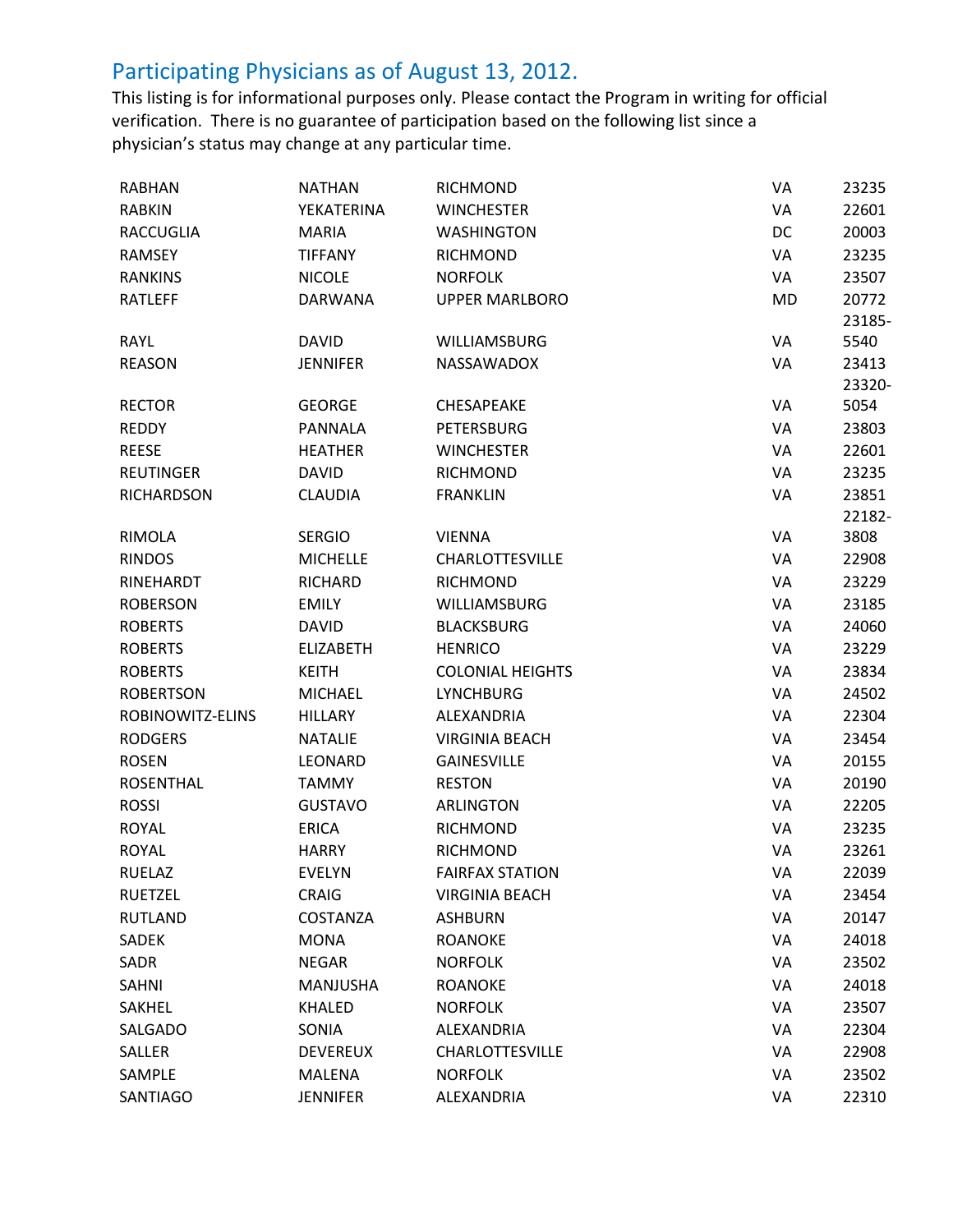## Participating Physicians as of August 13, 2012.

This listing is for informational purposes only. Please contact the Program in writing for official verification. There is no guarantee of participation based on the following list since a physician's status may change at any particular time.

| | | | | |
|---|---|---|---|---|
| RABHAN | NATHAN | RICHMOND | VA | 23235 |
| RABKIN | YEKATERINA | WINCHESTER | VA | 22601 |
| RACCUGLIA | MARIA | WASHINGTON | DC | 20003 |
| RAMSEY | TIFFANY | RICHMOND | VA | 23235 |
| RANKINS | NICOLE | NORFOLK | VA | 23507 |
| RATLEFF | DARWANA | UPPER MARLBORO | MD | 20772 |
| RAYL | DAVID | WILLIAMSBURG | VA | 23185-5540 |
| REASON | JENNIFER | NASSAWADOX | VA | 23413 |
| RECTOR | GEORGE | CHESAPEAKE | VA | 23320-5054 |
| REDDY | PANNALA | PETERSBURG | VA | 23803 |
| REESE | HEATHER | WINCHESTER | VA | 22601 |
| REUTINGER | DAVID | RICHMOND | VA | 23235 |
| RICHARDSON | CLAUDIA | FRANKLIN | VA | 23851 |
| RIMOLA | SERGIO | VIENNA | VA | 22182-3808 |
| RINDOS | MICHELLE | CHARLOTTESVILLE | VA | 22908 |
| RINEHARDT | RICHARD | RICHMOND | VA | 23229 |
| ROBERSON | EMILY | WILLIAMSBURG | VA | 23185 |
| ROBERTS | DAVID | BLACKSBURG | VA | 24060 |
| ROBERTS | ELIZABETH | HENRICO | VA | 23229 |
| ROBERTS | KEITH | COLONIAL HEIGHTS | VA | 23834 |
| ROBERTSON | MICHAEL | LYNCHBURG | VA | 24502 |
| ROBINOWITZ-ELINS | HILLARY | ALEXANDRIA | VA | 22304 |
| RODGERS | NATALIE | VIRGINIA BEACH | VA | 23454 |
| ROSEN | LEONARD | GAINESVILLE | VA | 20155 |
| ROSENTHAL | TAMMY | RESTON | VA | 20190 |
| ROSSI | GUSTAVO | ARLINGTON | VA | 22205 |
| ROYAL | ERICA | RICHMOND | VA | 23235 |
| ROYAL | HARRY | RICHMOND | VA | 23261 |
| RUELAZ | EVELYN | FAIRFAX STATION | VA | 22039 |
| RUETZEL | CRAIG | VIRGINIA BEACH | VA | 23454 |
| RUTLAND | COSTANZA | ASHBURN | VA | 20147 |
| SADEK | MONA | ROANOKE | VA | 24018 |
| SADR | NEGAR | NORFOLK | VA | 23502 |
| SAHNI | MANJUSHA | ROANOKE | VA | 24018 |
| SAKHEL | KHALED | NORFOLK | VA | 23507 |
| SALGADO | SONIA | ALEXANDRIA | VA | 22304 |
| SALLER | DEVEREUX | CHARLOTTESVILLE | VA | 22908 |
| SAMPLE | MALENA | NORFOLK | VA | 23502 |
| SANTIAGO | JENNIFER | ALEXANDRIA | VA | 22310 |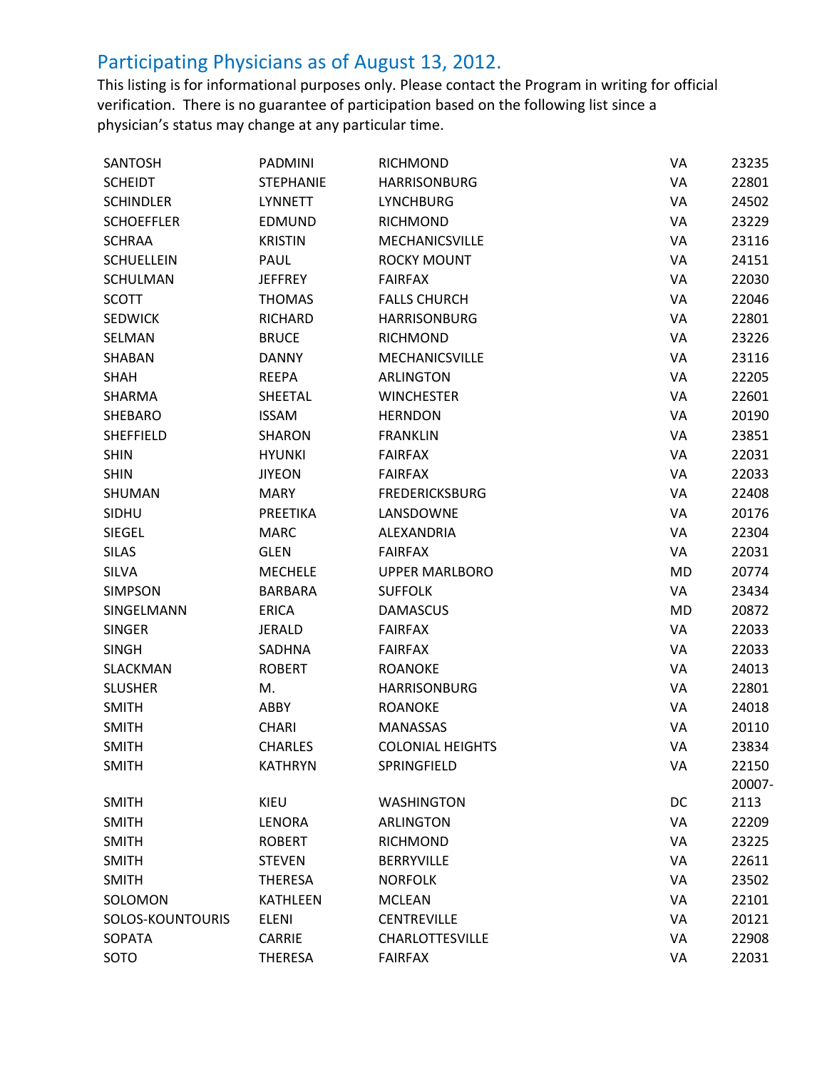## Participating Physicians as of August 13, 2012.

This listing is for informational purposes only. Please contact the Program in writing for official verification. There is no guarantee of participation based on the following list since a physician's status may change at any particular time.

| | | | | |
|---|---|---|---|---|
| SANTOSH | PADMINI | RICHMOND | VA | 23235 |
| SCHEIDT | STEPHANIE | HARRISONBURG | VA | 22801 |
| SCHINDLER | LYNNETT | LYNCHBURG | VA | 24502 |
| SCHOEFFLER | EDMUND | RICHMOND | VA | 23229 |
| SCHRAA | KRISTIN | MECHANICSVILLE | VA | 23116 |
| SCHUELLEIN | PAUL | ROCKY MOUNT | VA | 24151 |
| SCHULMAN | JEFFREY | FAIRFAX | VA | 22030 |
| SCOTT | THOMAS | FALLS CHURCH | VA | 22046 |
| SEDWICK | RICHARD | HARRISONBURG | VA | 22801 |
| SELMAN | BRUCE | RICHMOND | VA | 23226 |
| SHABAN | DANNY | MECHANICSVILLE | VA | 23116 |
| SHAH | REEPA | ARLINGTON | VA | 22205 |
| SHARMA | SHEETAL | WINCHESTER | VA | 22601 |
| SHEBARO | ISSAM | HERNDON | VA | 20190 |
| SHEFFIELD | SHARON | FRANKLIN | VA | 23851 |
| SHIN | HYUNKI | FAIRFAX | VA | 22031 |
| SHIN | JIYEON | FAIRFAX | VA | 22033 |
| SHUMAN | MARY | FREDERICKSBURG | VA | 22408 |
| SIDHU | PREETIKA | LANSDOWNE | VA | 20176 |
| SIEGEL | MARC | ALEXANDRIA | VA | 22304 |
| SILAS | GLEN | FAIRFAX | VA | 22031 |
| SILVA | MECHELE | UPPER MARLBORO | MD | 20774 |
| SIMPSON | BARBARA | SUFFOLK | VA | 23434 |
| SINGELMANN | ERICA | DAMASCUS | MD | 20872 |
| SINGER | JERALD | FAIRFAX | VA | 22033 |
| SINGH | SADHNA | FAIRFAX | VA | 22033 |
| SLACKMAN | ROBERT | ROANOKE | VA | 24013 |
| SLUSHER | M. | HARRISONBURG | VA | 22801 |
| SMITH | ABBY | ROANOKE | VA | 24018 |
| SMITH | CHARI | MANASSAS | VA | 20110 |
| SMITH | CHARLES | COLONIAL HEIGHTS | VA | 23834 |
| SMITH | KATHRYN | SPRINGFIELD | VA | 22150 |
| SMITH | KIEU | WASHINGTON | DC | 20007-2113 |
| SMITH | LENORA | ARLINGTON | VA | 22209 |
| SMITH | ROBERT | RICHMOND | VA | 23225 |
| SMITH | STEVEN | BERRYVILLE | VA | 22611 |
| SMITH | THERESA | NORFOLK | VA | 23502 |
| SOLOMON | KATHLEEN | MCLEAN | VA | 22101 |
| SOLOS-KOUNTOURIS | ELENI | CENTREVILLE | VA | 20121 |
| SOPATA | CARRIE | CHARLOTTESVILLE | VA | 22908 |
| SOTO | THERESA | FAIRFAX | VA | 22031 |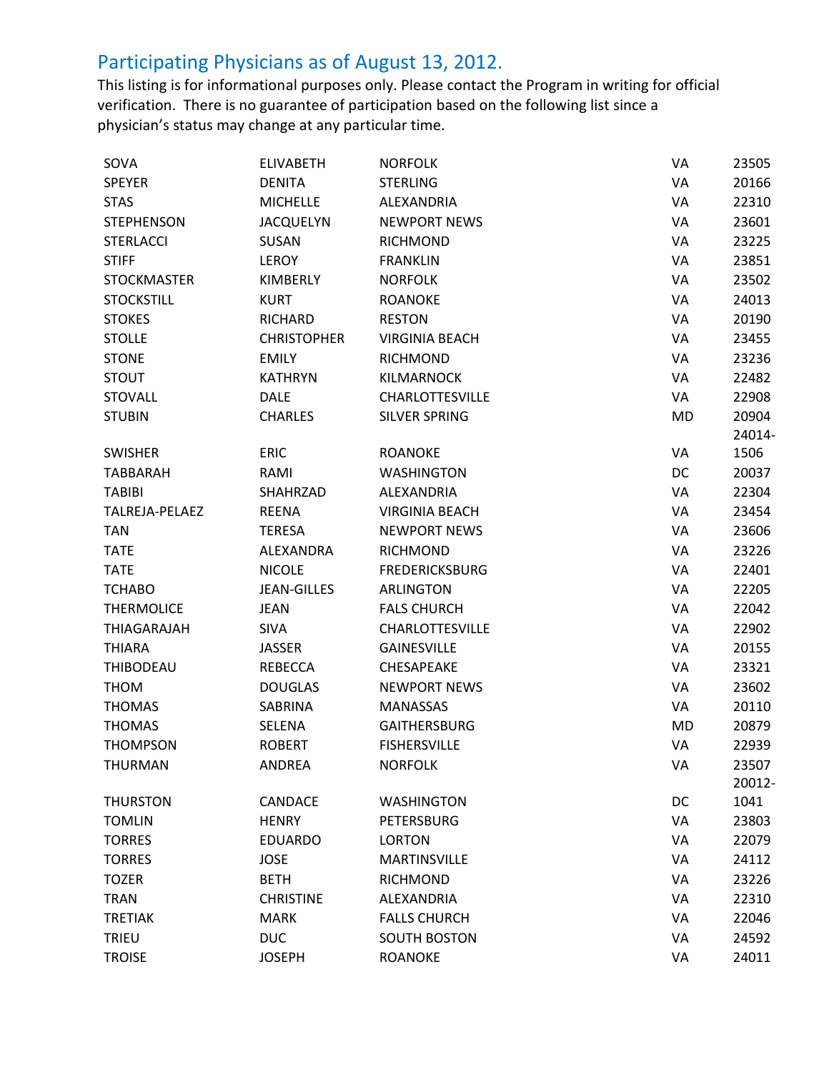## Participating Physicians as of August 13, 2012.

This listing is for informational purposes only. Please contact the Program in writing for official verification. There is no guarantee of participation based on the following list since a physician's status may change at any particular time.

| | | | | |
|---|---|---|---|---|
| SOVA | ELIVABETH | NORFOLK | VA | 23505 |
| SPEYER | DENITA | STERLING | VA | 20166 |
| STAS | MICHELLE | ALEXANDRIA | VA | 22310 |
| STEPHENSON | JACQUELYN | NEWPORT NEWS | VA | 23601 |
| STERLACCI | SUSAN | RICHMOND | VA | 23225 |
| STIFF | LEROY | FRANKLIN | VA | 23851 |
| STOCKMASTER | KIMBERLY | NORFOLK | VA | 23502 |
| STOCKSTILL | KURT | ROANOKE | VA | 24013 |
| STOKES | RICHARD | RESTON | VA | 20190 |
| STOLLE | CHRISTOPHER | VIRGINIA BEACH | VA | 23455 |
| STONE | EMILY | RICHMOND | VA | 23236 |
| STOUT | KATHRYN | KILMARNOCK | VA | 22482 |
| STOVALL | DALE | CHARLOTTESVILLE | VA | 22908 |
| STUBIN | CHARLES | SILVER SPRING | MD | 20904 |
| SWISHER | ERIC | ROANOKE | VA | 24014-1506 |
| TABBARAH | RAMI | WASHINGTON | DC | 20037 |
| TABIBI | SHAHRZAD | ALEXANDRIA | VA | 22304 |
| TALREJA-PELAEZ | REENA | VIRGINIA BEACH | VA | 23454 |
| TAN | TERESA | NEWPORT NEWS | VA | 23606 |
| TATE | ALEXANDRA | RICHMOND | VA | 23226 |
| TATE | NICOLE | FREDERICKSBURG | VA | 22401 |
| TCHABO | JEAN-GILLES | ARLINGTON | VA | 22205 |
| THERMOLICE | JEAN | FALS CHURCH | VA | 22042 |
| THIAGARAJAH | SIVA | CHARLOTTESVILLE | VA | 22902 |
| THIARA | JASSER | GAINESVILLE | VA | 20155 |
| THIBODEAU | REBECCA | CHESAPEAKE | VA | 23321 |
| THOM | DOUGLAS | NEWPORT NEWS | VA | 23602 |
| THOMAS | SABRINA | MANASSAS | VA | 20110 |
| THOMAS | SELENA | GAITHERSBURG | MD | 20879 |
| THOMPSON | ROBERT | FISHERSVILLE | VA | 22939 |
| THURMAN | ANDREA | NORFOLK | VA | 23507 |
| THURSTON | CANDACE | WASHINGTON | DC | 20012-1041 |
| TOMLIN | HENRY | PETERSBURG | VA | 23803 |
| TORRES | EDUARDO | LORTON | VA | 22079 |
| TORRES | JOSE | MARTINSVILLE | VA | 24112 |
| TOZER | BETH | RICHMOND | VA | 23226 |
| TRAN | CHRISTINE | ALEXANDRIA | VA | 22310 |
| TRETIAK | MARK | FALLS CHURCH | VA | 22046 |
| TRIEU | DUC | SOUTH BOSTON | VA | 24592 |
| TROISE | JOSEPH | ROANOKE | VA | 24011 |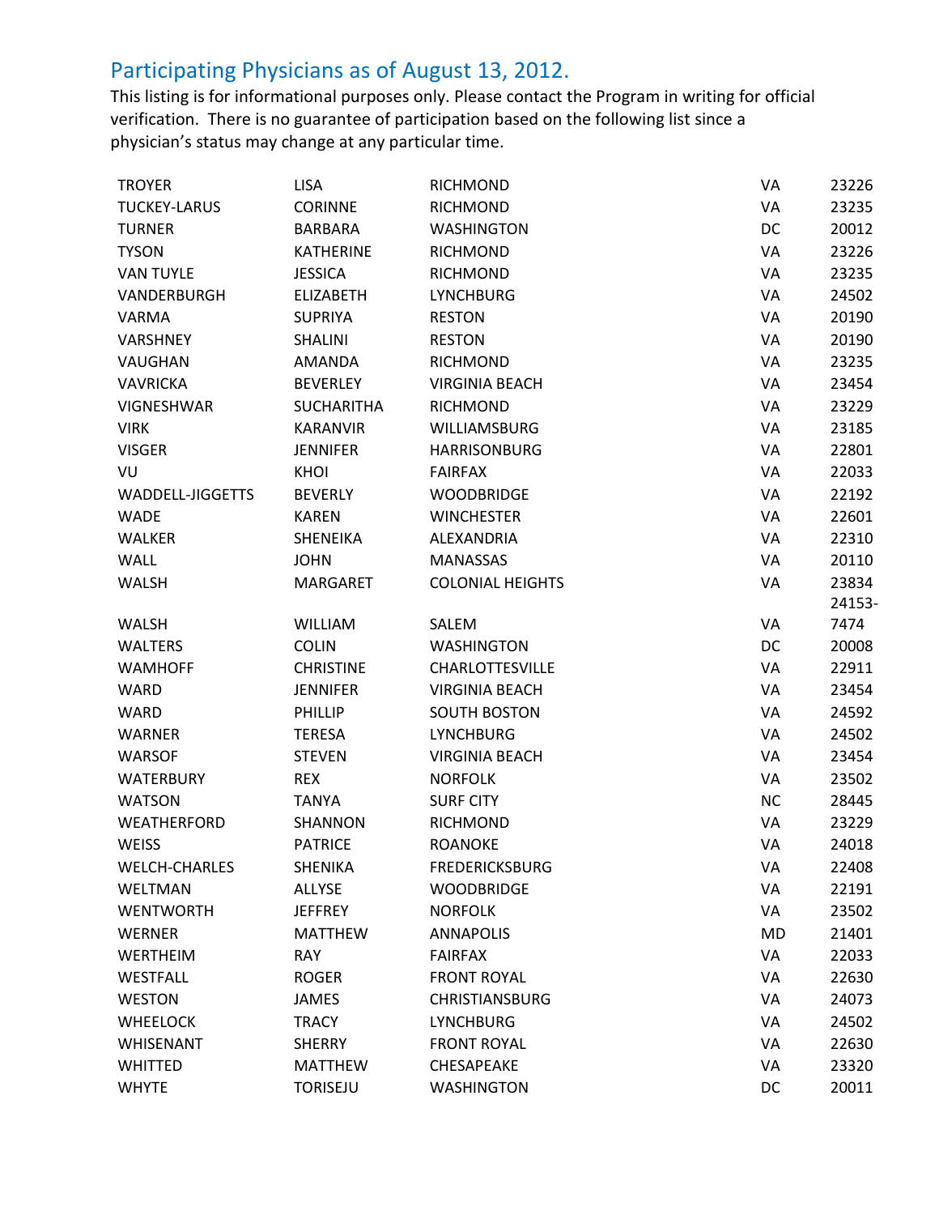## Participating Physicians as of August 13, 2012.

This listing is for informational purposes only. Please contact the Program in writing for official verification. There is no guarantee of participation based on the following list since a physician's status may change at any particular time.

| | | | | |
|---|---|---|---|---|
| TROYER | LISA | RICHMOND | VA | 23226 |
| TUCKEY-LARUS | CORINNE | RICHMOND | VA | 23235 |
| TURNER | BARBARA | WASHINGTON | DC | 20012 |
| TYSON | KATHERINE | RICHMOND | VA | 23226 |
| VAN TUYLE | JESSICA | RICHMOND | VA | 23235 |
| VANDERBURGH | ELIZABETH | LYNCHBURG | VA | 24502 |
| VARMA | SUPRIYA | RESTON | VA | 20190 |
| VARSHNEY | SHALINI | RESTON | VA | 20190 |
| VAUGHAN | AMANDA | RICHMOND | VA | 23235 |
| VAVRICKA | BEVERLEY | VIRGINIA BEACH | VA | 23454 |
| VIGNESHWAR | SUCHARITHA | RICHMOND | VA | 23229 |
| VIRK | KARANVIR | WILLIAMSBURG | VA | 23185 |
| VISGER | JENNIFER | HARRISONBURG | VA | 22801 |
| VU | KHOI | FAIRFAX | VA | 22033 |
| WADDELL-JIGGETTS | BEVERLY | WOODBRIDGE | VA | 22192 |
| WADE | KAREN | WINCHESTER | VA | 22601 |
| WALKER | SHENEIKA | ALEXANDRIA | VA | 22310 |
| WALL | JOHN | MANASSAS | VA | 20110 |
| WALSH | MARGARET | COLONIAL HEIGHTS | VA | 23834 |
| WALSH | WILLIAM | SALEM | VA | 24153-7474 |
| WALTERS | COLIN | WASHINGTON | DC | 20008 |
| WAMHOFF | CHRISTINE | CHARLOTTESVILLE | VA | 22911 |
| WARD | JENNIFER | VIRGINIA BEACH | VA | 23454 |
| WARD | PHILLIP | SOUTH BOSTON | VA | 24592 |
| WARNER | TERESA | LYNCHBURG | VA | 24502 |
| WARSOF | STEVEN | VIRGINIA BEACH | VA | 23454 |
| WATERBURY | REX | NORFOLK | VA | 23502 |
| WATSON | TANYA | SURF CITY | NC | 28445 |
| WEATHERFORD | SHANNON | RICHMOND | VA | 23229 |
| WEISS | PATRICE | ROANOKE | VA | 24018 |
| WELCH-CHARLES | SHENIKA | FREDERICKSBURG | VA | 22408 |
| WELTMAN | ALLYSE | WOODBRIDGE | VA | 22191 |
| WENTWORTH | JEFFREY | NORFOLK | VA | 23502 |
| WERNER | MATTHEW | ANNAPOLIS | MD | 21401 |
| WERTHEIM | RAY | FAIRFAX | VA | 22033 |
| WESTFALL | ROGER | FRONT ROYAL | VA | 22630 |
| WESTON | JAMES | CHRISTIANSBURG | VA | 24073 |
| WHEELOCK | TRACY | LYNCHBURG | VA | 24502 |
| WHISENANT | SHERRY | FRONT ROYAL | VA | 22630 |
| WHITTED | MATTHEW | CHESAPEAKE | VA | 23320 |
| WHYTE | TORISEJU | WASHINGTON | DC | 20011 |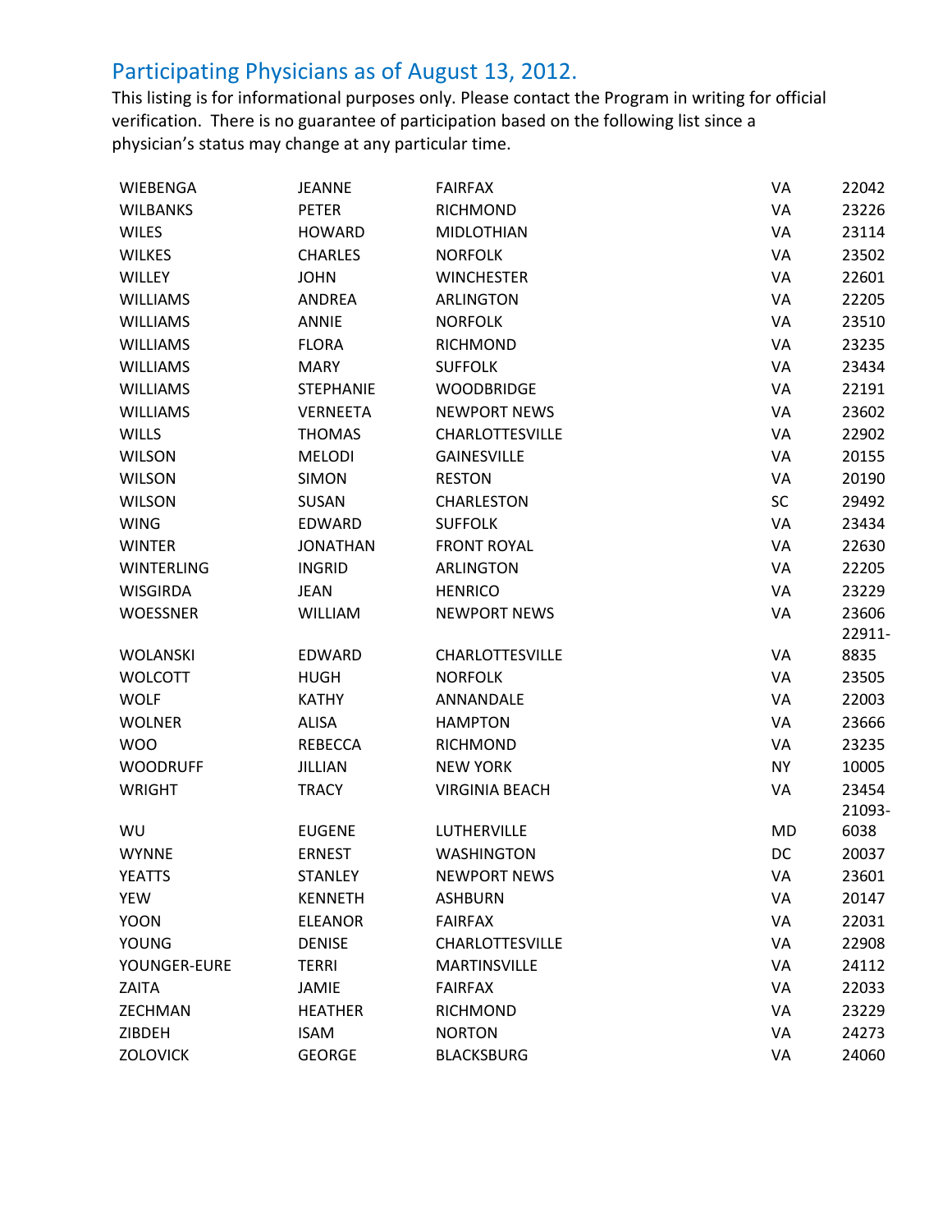## Participating Physicians as of August 13, 2012.

This listing is for informational purposes only. Please contact the Program in writing for official verification. There is no guarantee of participation based on the following list since a physician's status may change at any particular time.

| | | | | |
|---|---|---|---|---|
| WIEBENGA | JEANNE | FAIRFAX | VA | 22042 |
| WILBANKS | PETER | RICHMOND | VA | 23226 |
| WILES | HOWARD | MIDLOTHIAN | VA | 23114 |
| WILKES | CHARLES | NORFOLK | VA | 23502 |
| WILLEY | JOHN | WINCHESTER | VA | 22601 |
| WILLIAMS | ANDREA | ARLINGTON | VA | 22205 |
| WILLIAMS | ANNIE | NORFOLK | VA | 23510 |
| WILLIAMS | FLORA | RICHMOND | VA | 23235 |
| WILLIAMS | MARY | SUFFOLK | VA | 23434 |
| WILLIAMS | STEPHANIE | WOODBRIDGE | VA | 22191 |
| WILLIAMS | VERNEETA | NEWPORT NEWS | VA | 23602 |
| WILLS | THOMAS | CHARLOTTESVILLE | VA | 22902 |
| WILSON | MELODI | GAINESVILLE | VA | 20155 |
| WILSON | SIMON | RESTON | VA | 20190 |
| WILSON | SUSAN | CHARLESTON | SC | 29492 |
| WING | EDWARD | SUFFOLK | VA | 23434 |
| WINTER | JONATHAN | FRONT ROYAL | VA | 22630 |
| WINTERLING | INGRID | ARLINGTON | VA | 22205 |
| WISGIRDA | JEAN | HENRICO | VA | 23229 |
| WOESSNER | WILLIAM | NEWPORT NEWS | VA | 23606 |
| WOLANSKI | EDWARD | CHARLOTTESVILLE | VA | 22911-8835 |
| WOLCOTT | HUGH | NORFOLK | VA | 23505 |
| WOLF | KATHY | ANNANDALE | VA | 22003 |
| WOLNER | ALISA | HAMPTON | VA | 23666 |
| WOO | REBECCA | RICHMOND | VA | 23235 |
| WOODRUFF | JILLIAN | NEW YORK | NY | 10005 |
| WRIGHT | TRACY | VIRGINIA BEACH | VA | 23454 |
| WU | EUGENE | LUTHERVILLE | MD | 21093-6038 |
| WYNNE | ERNEST | WASHINGTON | DC | 20037 |
| YEATTS | STANLEY | NEWPORT NEWS | VA | 23601 |
| YEW | KENNETH | ASHBURN | VA | 20147 |
| YOON | ELEANOR | FAIRFAX | VA | 22031 |
| YOUNG | DENISE | CHARLOTTESVILLE | VA | 22908 |
| YOUNGER-EURE | TERRI | MARTINSVILLE | VA | 24112 |
| ZAITA | JAMIE | FAIRFAX | VA | 22033 |
| ZECHMAN | HEATHER | RICHMOND | VA | 23229 |
| ZIBDEH | ISAM | NORTON | VA | 24273 |
| ZOLOVICK | GEORGE | BLACKSBURG | VA | 24060 |